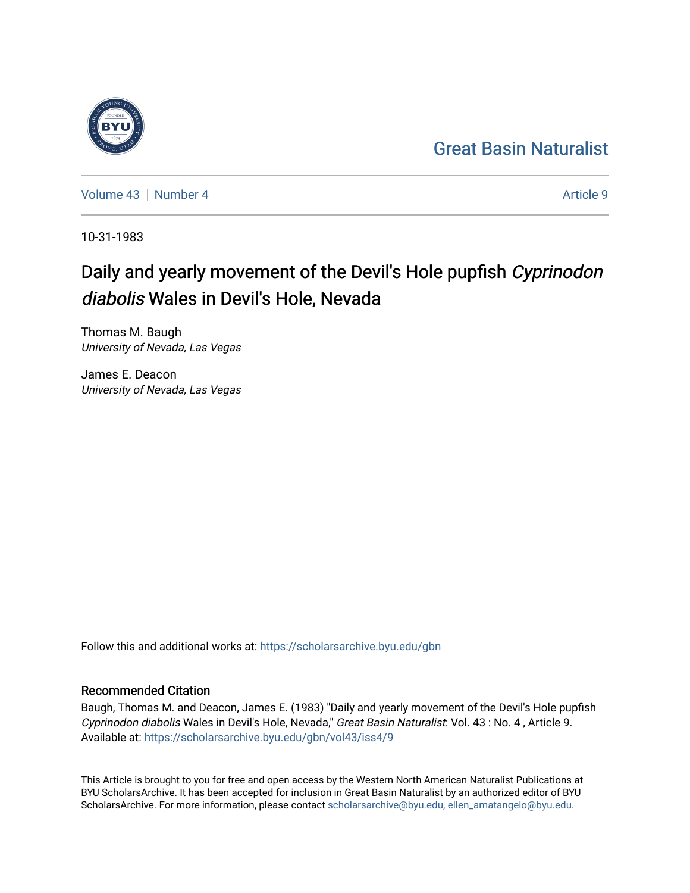Great Basin Naturalist

Volume 43 | Number 4 | Article 9

10-31-1983

# Daily and yearly movement of the Devil's Hole pupfish *Cyprinodon diabolis* Wales in Devil's Hole, Nevada

Thomas M. Baugh
*University of Nevada, Las Vegas*

James E. Deacon
*University of Nevada, Las Vegas*

Follow this and additional works at: https://scholarsarchive.byu.edu/gbn

## Recommended Citation

Baugh, Thomas M. and Deacon, James E. (1983) "Daily and yearly movement of the Devil's Hole pupfish *Cyprinodon diabolis* Wales in Devil's Hole, Nevada," *Great Basin Naturalist*: Vol. 43 : No. 4 , Article 9.
Available at: https://scholarsarchive.byu.edu/gbn/vol43/iss4/9

This Article is brought to you for free and open access by the Western North American Naturalist Publications at BYU ScholarsArchive. It has been accepted for inclusion in Great Basin Naturalist by an authorized editor of BYU ScholarsArchive. For more information, please contact scholarsarchive@byu.edu, ellen_amatangelo@byu.edu.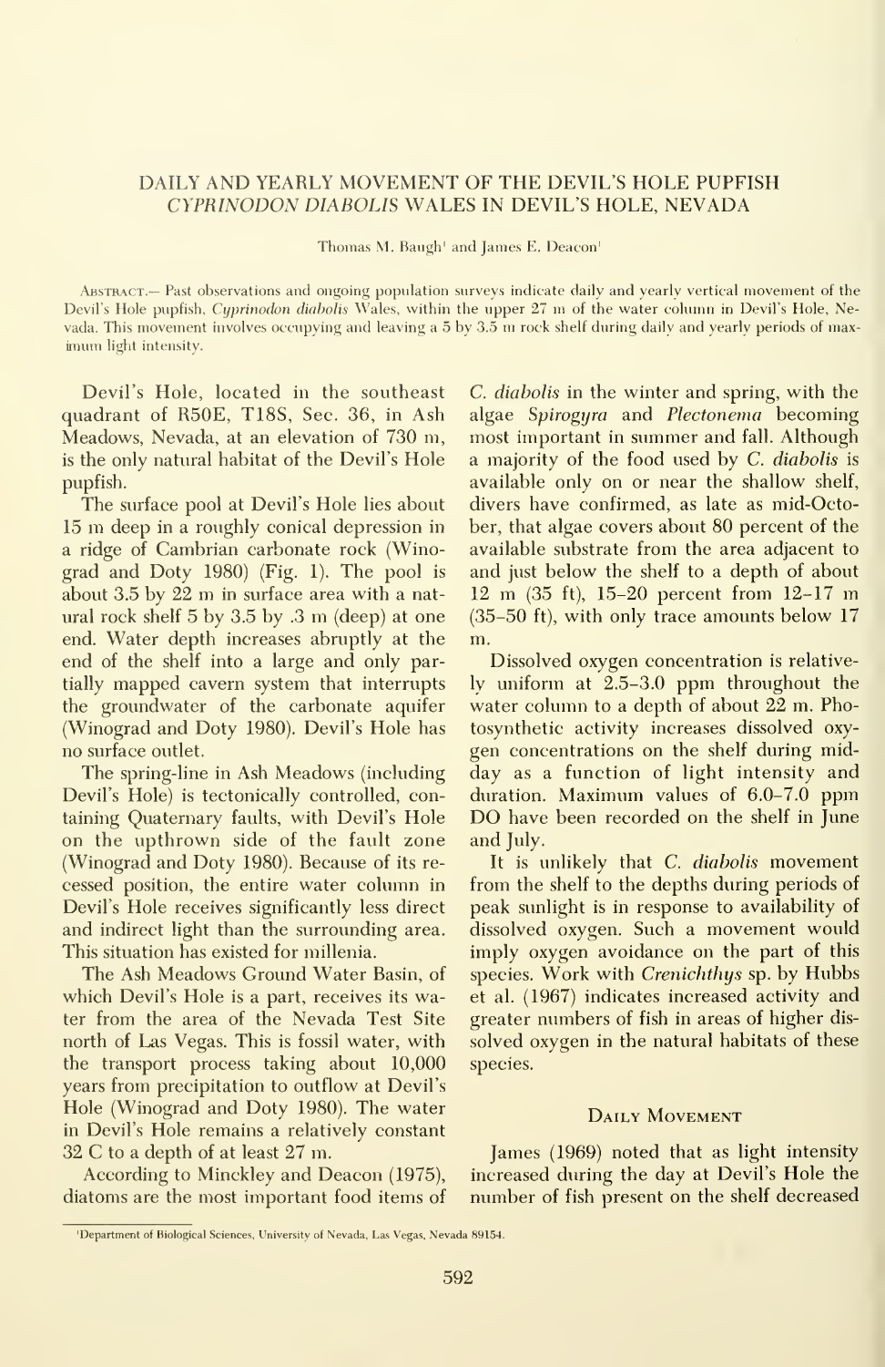# DAILY AND YEARLY MOVEMENT OF THE DEVIL'S HOLE PUPFISH *CYPRINODON DIABOLIS* WALES IN DEVIL'S HOLE, NEVADA

Thomas M. Baugh[1] and James E. Deacon[1]

ABSTRACT.— Past observations and ongoing population surveys indicate daily and yearly vertical movement of the Devil's Hole pupfish, *Cyprinodon diabolis* Wales, within the upper 27 m of the water column in Devil's Hole, Nevada. This movement involves occupying and leaving a 5 by 3.5 m rock shelf during daily and yearly periods of maximum light intensity.

Devil's Hole, located in the southeast quadrant of R50E, T18S, Sec. 36, in Ash Meadows, Nevada, at an elevation of 730 m, is the only natural habitat of the Devil's Hole pupfish.

The surface pool at Devil's Hole lies about 15 m deep in a roughly conical depression in a ridge of Cambrian carbonate rock (Winograd and Doty 1980) (Fig. 1). The pool is about 3.5 by 22 m in surface area with a natural rock shelf 5 by 3.5 by .3 m (deep) at one end. Water depth increases abruptly at the end of the shelf into a large and only partially mapped cavern system that interrupts the groundwater of the carbonate aquifer (Winograd and Doty 1980). Devil's Hole has no surface outlet.

The spring-line in Ash Meadows (including Devil's Hole) is tectonically controlled, containing Quaternary faults, with Devil's Hole on the upthrown side of the fault zone (Winograd and Doty 1980). Because of its recessed position, the entire water column in Devil's Hole receives significantly less direct and indirect light than the surrounding area. This situation has existed for millenia.

The Ash Meadows Ground Water Basin, of which Devil's Hole is a part, receives its water from the area of the Nevada Test Site north of Las Vegas. This is fossil water, with the transport process taking about 10,000 years from precipitation to outflow at Devil's Hole (Winograd and Doty 1980). The water in Devil's Hole remains a relatively constant 32 C to a depth of at least 27 m.

According to Minckley and Deacon (1975), diatoms are the most important food items of *C. diabolis* in the winter and spring, with the algae *Spirogyra* and *Plectonema* becoming most important in summer and fall. Although a majority of the food used by *C. diabolis* is available only on or near the shallow shelf, divers have confirmed, as late as mid-October, that algae covers about 80 percent of the available substrate from the area adjacent to and just below the shelf to a depth of about 12 m (35 ft), 15–20 percent from 12–17 m (35–50 ft), with only trace amounts below 17 m.

Dissolved oxygen concentration is relatively uniform at 2.5–3.0 ppm throughout the water column to a depth of about 22 m. Photosynthetic activity increases dissolved oxygen concentrations on the shelf during midday as a function of light intensity and duration. Maximum values of 6.0–7.0 ppm DO have been recorded on the shelf in June and July.

It is unlikely that *C. diabolis* movement from the shelf to the depths during periods of peak sunlight is in response to availability of dissolved oxygen. Such a movement would imply oxygen avoidance on the part of this species. Work with *Crenichthys* sp. by Hubbs et al. (1967) indicates increased activity and greater numbers of fish in areas of higher dissolved oxygen in the natural habitats of these species.

## DAILY MOVEMENT

James (1969) noted that as light intensity increased during the day at Devil's Hole the number of fish present on the shelf decreased

[1]Department of Biological Sciences, University of Nevada, Las Vegas, Nevada 89154.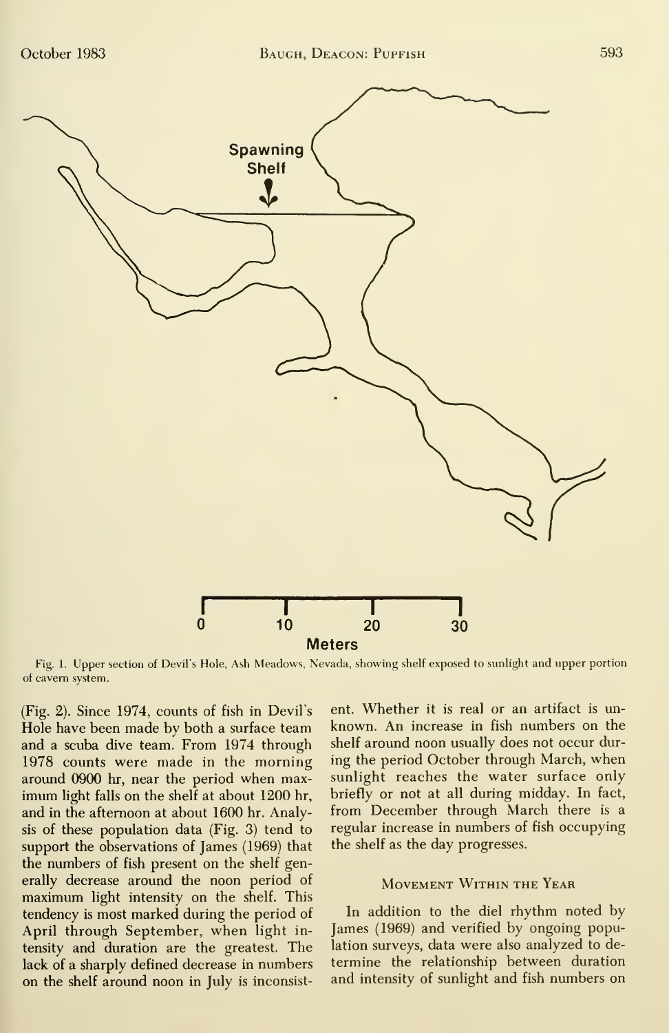Fig. 1. Upper section of Devil's Hole, Ash Meadows, Nevada, showing shelf exposed to sunlight and upper portion of cavern system.

(Fig. 2). Since 1974, counts of fish in Devil's Hole have been made by both a surface team and a scuba dive team. From 1974 through 1978 counts were made in the morning around 0900 hr, near the period when maximum light falls on the shelf at about 1200 hr, and in the afternoon at about 1600 hr. Analysis of these population data (Fig. 3) tend to support the observations of James (1969) that the numbers of fish present on the shelf generally decrease around the noon period of maximum light intensity on the shelf. This tendency is most marked during the period of April through September, when light intensity and duration are the greatest. The lack of a sharply defined decrease in numbers on the shelf around noon in July is inconsistent. Whether it is real or an artifact is unknown. An increase in fish numbers on the shelf around noon usually does not occur during the period October through March, when sunlight reaches the water surface only briefly or not at all during midday. In fact, from December through March there is a regular increase in numbers of fish occupying the shelf as the day progresses.

## Movement Within the Year

In addition to the diel rhythm noted by James (1969) and verified by ongoing population surveys, data were also analyzed to determine the relationship between duration and intensity of sunlight and fish numbers on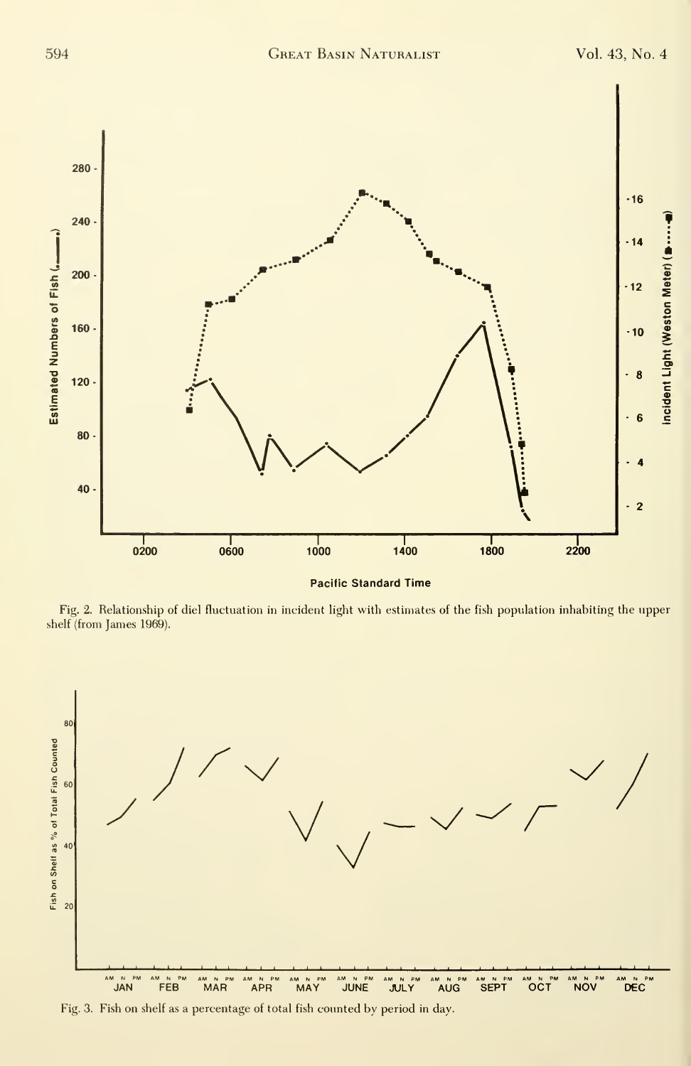Fig. 2. Relationship of diel fluctuation in incident light with estimates of the fish population inhabiting the upper shelf (from James 1969).

Fig. 3. Fish on shelf as a percentage of total fish counted by period in day.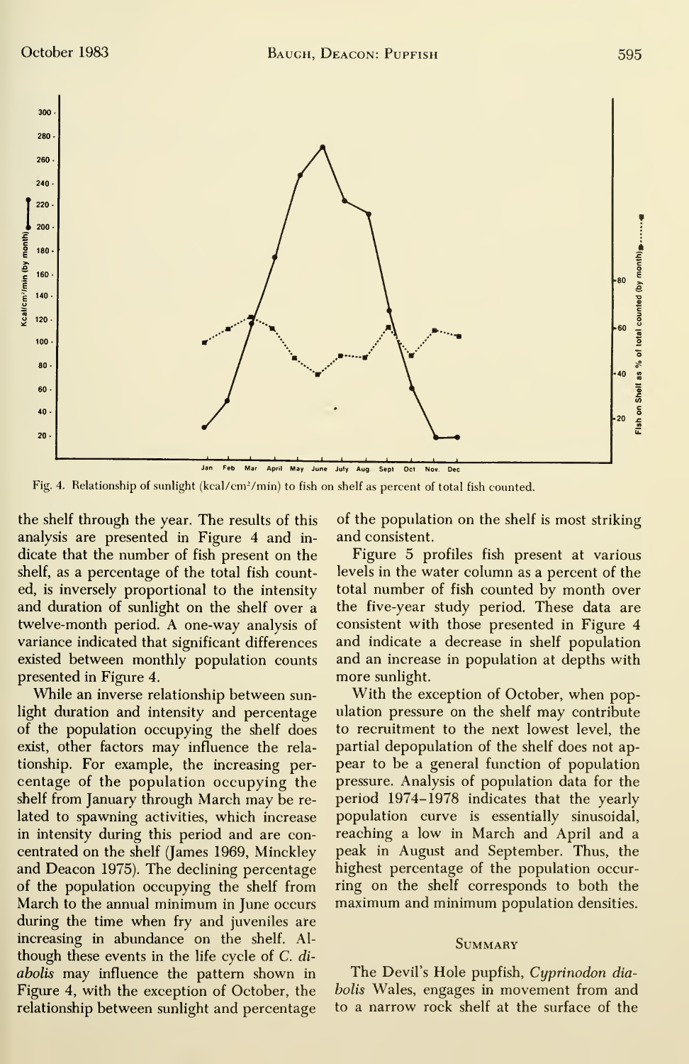Fig. 4. Relationship of sunlight (kcal/cm²/min) to fish on shelf as percent of total fish counted.

the shelf through the year. The results of this analysis are presented in Figure 4 and indicate that the number of fish present on the shelf, as a percentage of the total fish counted, is inversely proportional to the intensity and duration of sunlight on the shelf over a twelve-month period. A one-way analysis of variance indicated that significant differences existed between monthly population counts presented in Figure 4.

While an inverse relationship between sunlight duration and intensity and percentage of the population occupying the shelf does exist, other factors may influence the relationship. For example, the increasing percentage of the population occupying the shelf from January through March may be related to spawning activities, which increase in intensity during this period and are concentrated on the shelf (James 1969, Minckley and Deacon 1975). The declining percentage of the population occupying the shelf from March to the annual minimum in June occurs during the time when fry and juveniles are increasing in abundance on the shelf. Although these events in the life cycle of *C. diabolis* may influence the pattern shown in Figure 4, with the exception of October, the relationship between sunlight and percentage of the population on the shelf is most striking and consistent.

Figure 5 profiles fish present at various levels in the water column as a percent of the total number of fish counted by month over the five-year study period. These data are consistent with those presented in Figure 4 and indicate a decrease in shelf population and an increase in population at depths with more sunlight.

With the exception of October, when population pressure on the shelf may contribute to recruitment to the next lowest level, the partial depopulation of the shelf does not appear to be a general function of population pressure. Analysis of population data for the period 1974–1978 indicates that the yearly population curve is essentially sinusoidal, reaching a low in March and April and a peak in August and September. Thus, the highest percentage of the population occurring on the shelf corresponds to both the maximum and minimum population densities.

## Summary

The Devil's Hole pupfish, *Cyprinodon diabolis* Wales, engages in movement from and to a narrow rock shelf at the surface of the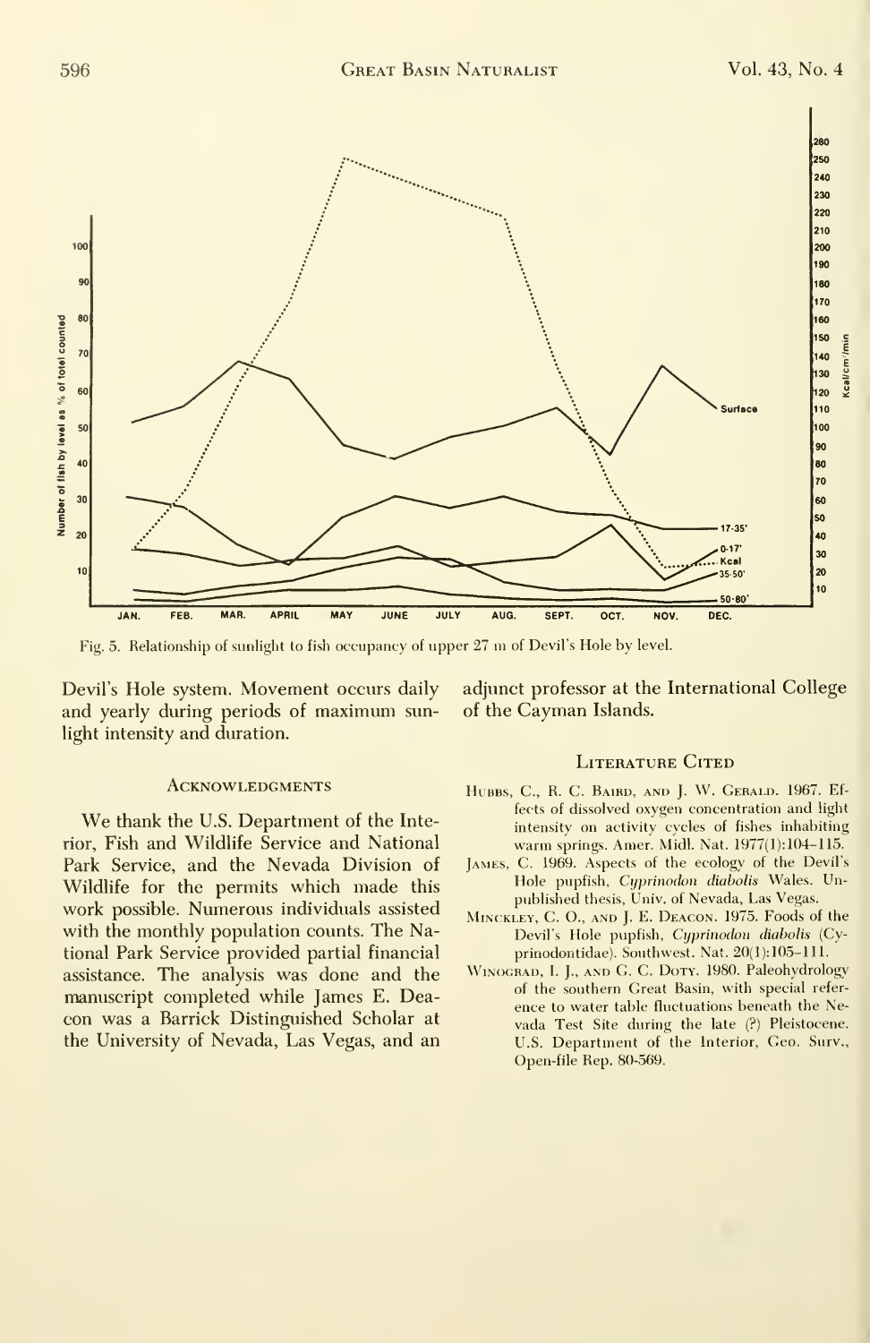100
90
80
70
60
50
40
30
20
10

Number of fish by level as % of total counted

280
250
240
230
220
210
200
190
180
170
160
150
140
130
120
110
100
90
80
70
60
50
40
30
20
10

Kcal/cm²/min

Surface
17-35'
0-17'
Kcal
35-50'
50-80'

JAN. FEB. MAR. APRIL MAY JUNE JULY AUG. SEPT. OCT. NOV. DEC.

Fig. 5. Relationship of sunlight to fish occupancy of upper 27 m of Devil's Hole by level.

Devil's Hole system. Movement occurs daily and yearly during periods of maximum sunlight intensity and duration.

## Acknowledgments

We thank the U.S. Department of the Interior, Fish and Wildlife Service and National Park Service, and the Nevada Division of Wildlife for the permits which made this work possible. Numerous individuals assisted with the monthly population counts. The National Park Service provided partial financial assistance. The analysis was done and the manuscript completed while James E. Deacon was a Barrick Distinguished Scholar at the University of Nevada, Las Vegas, and an adjunct professor at the International College of the Cayman Islands.

## Literature Cited

Hubbs, C., R. C. Baird, and J. W. Gerald. 1967. Effects of dissolved oxygen concentration and light intensity on activity cycles of fishes inhabiting warm springs. Amer. Midl. Nat. 1977(1):104–115.

James, C. 1969. Aspects of the ecology of the Devil's Hole pupfish, *Cyprinodon diabolis* Wales. Unpublished thesis, Univ. of Nevada, Las Vegas.

Minckley, C. O., and J. E. Deacon. 1975. Foods of the Devil's Hole pupfish, *Cyprinodon diabolis* (Cyprinodontidae). Southwest. Nat. 20(1):105–111.

Winograd, I. J., and G. C. Doty. 1980. Paleohydrology of the southern Great Basin, with special reference to water table fluctuations beneath the Nevada Test Site during the late (?) Pleistocene. U.S. Department of the Interior, Geo. Surv., Open-file Rep. 80-569.